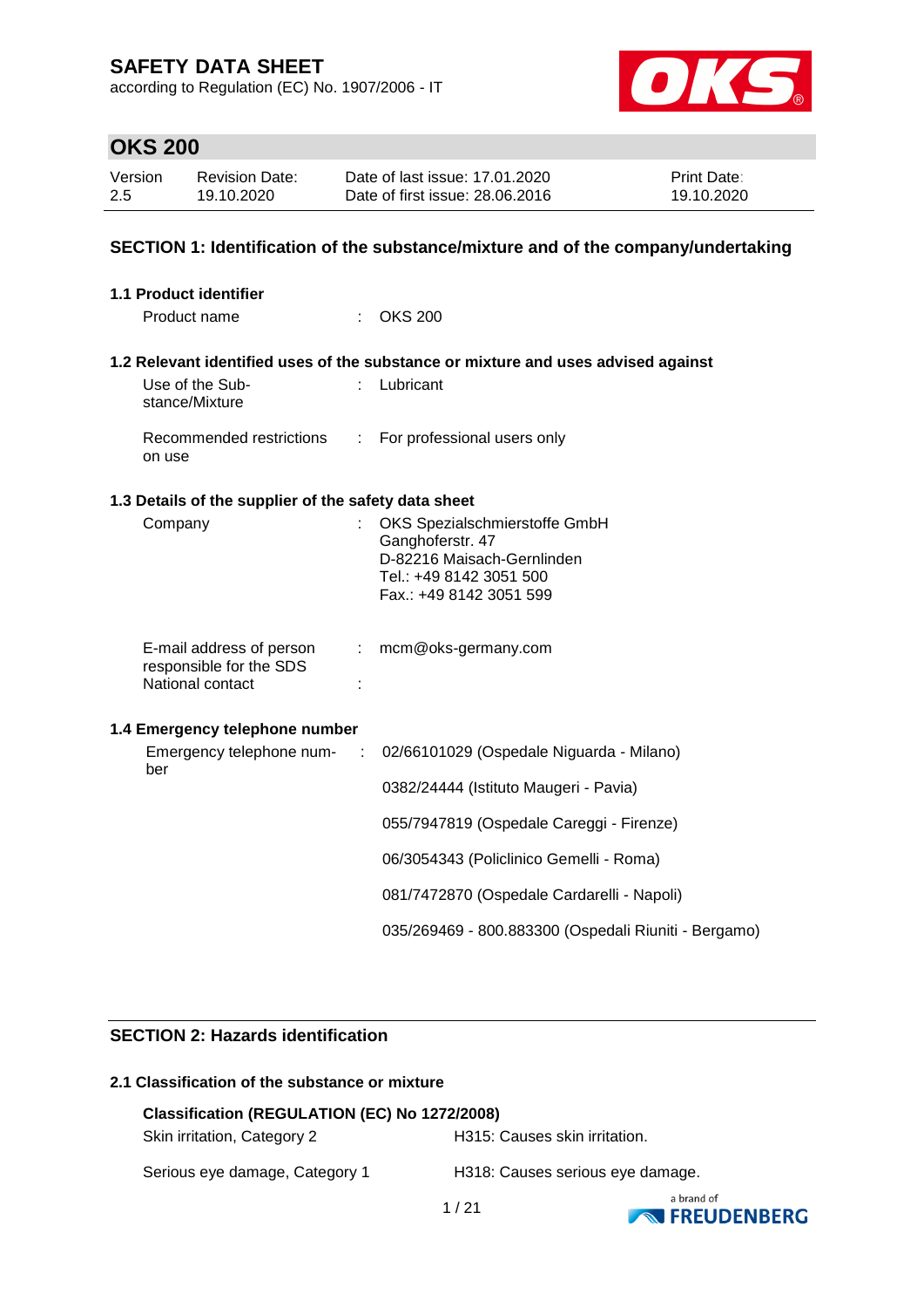# SAFETY DATA SHEET

according to Regulation (EC) No. 1907/2006 - IT

## OKS 200

| Version | Revision Date: | Date of last issue: 17.01.2020 | Print Date: |
|---|---|---|---|
| 2.5 | 19.10.2020 | Date of first issue: 28.06.2016 | 19.10.2020 |

## SECTION 1: Identification of the substance/mixture and of the company/undertaking

### 1.1 Product identifier

Product name : OKS 200

### 1.2 Relevant identified uses of the substance or mixture and uses advised against

Use of the Substance/Mixture : Lubricant

Recommended restrictions on use : For professional users only

### 1.3 Details of the supplier of the safety data sheet

Company : OKS Spezialschmierstoffe GmbH
Ganghoferstr. 47
D-82216 Maisach-Gernlinden
Tel.: +49 8142 3051 500
Fax.: +49 8142 3051 599

E-mail address of person responsible for the SDS : mcm@oks-germany.com

National contact :

### 1.4 Emergency telephone number

Emergency telephone number : 02/66101029 (Ospedale Niguarda - Milano)

0382/24444 (Istituto Maugeri - Pavia)

055/7947819 (Ospedale Careggi - Firenze)

06/3054343 (Policlinico Gemelli - Roma)

081/7472870 (Ospedale Cardarelli - Napoli)

035/269469 - 800.883300 (Ospedali Riuniti - Bergamo)

## SECTION 2: Hazards identification

### 2.1 Classification of the substance or mixture

**Classification (REGULATION (EC) No 1272/2008)**

| | |
|---|---|
| Skin irritation, Category 2 | H315: Causes skin irritation. |
| Serious eye damage, Category 1 | H318: Causes serious eye damage. |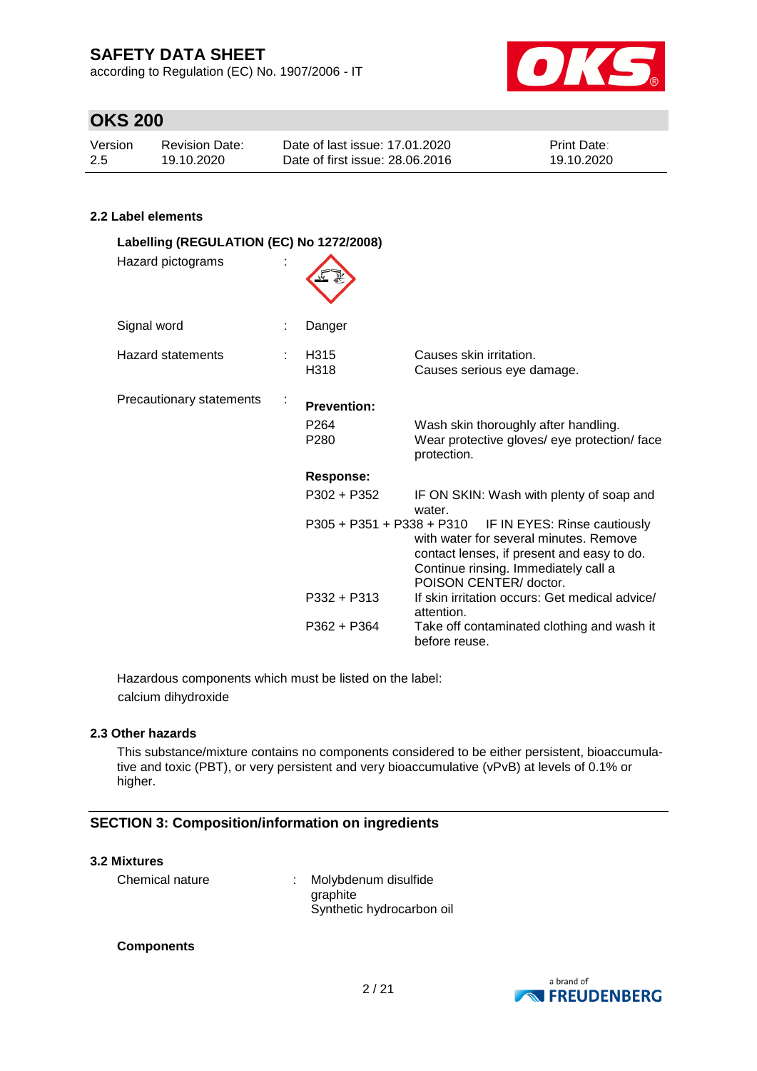### 2.2 Label elements

**Labelling (REGULATION (EC) No 1272/2008)**

| | | | |
|---|---|---|---|
| Hazard pictograms | : | | |
| Signal word | : | Danger | |
| Hazard statements | : | H315 | Causes skin irritation. |
| | | H318 | Causes serious eye damage. |
| Precautionary statements | : | **Prevention:** | |
| | | P264 | Wash skin thoroughly after handling. |
| | | P280 | Wear protective gloves/ eye protection/ face protection. |
| | | **Response:** | |
| | | P302 + P352 | IF ON SKIN: Wash with plenty of soap and water. |
| | | P305 + P351 + P338 + P310 | IF IN EYES: Rinse cautiously with water for several minutes. Remove contact lenses, if present and easy to do. Continue rinsing. Immediately call a POISON CENTER/ doctor. |
| | | P332 + P313 | If skin irritation occurs: Get medical advice/ attention. |
| | | P362 + P364 | Take off contaminated clothing and wash it before reuse. |

Hazardous components which must be listed on the label:
calcium dihydroxide

### 2.3 Other hazards

This substance/mixture contains no components considered to be either persistent, bioaccumulative and toxic (PBT), or very persistent and very bioaccumulative (vPvB) at levels of 0.1% or higher.

## SECTION 3: Composition/information on ingredients

### 3.2 Mixtures

Chemical nature : Molybdenum disulfide
graphite
Synthetic hydrocarbon oil

**Components**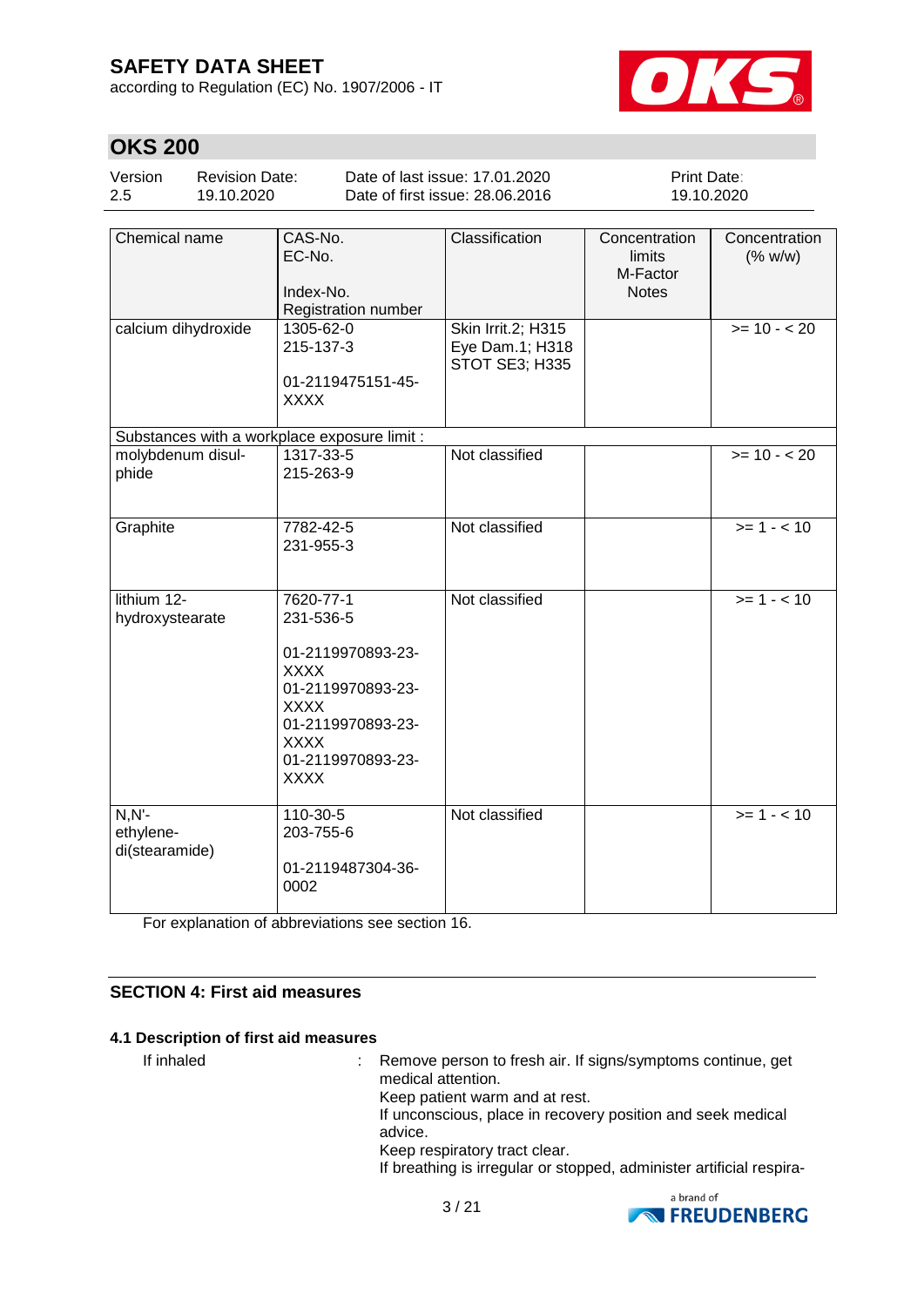| Chemical name | CAS-No.<br>EC-No.<br><br>Index-No.<br>Registration number | Classification | Concentration limits<br>M-Factor<br>Notes | Concentration (% w/w) |
|---|---|---|---|---|
| calcium dihydroxide | 1305-62-0<br>215-137-3<br><br>01-2119475151-45-XXXX | Skin Irrit.2; H315<br>Eye Dam.1; H318<br>STOT SE3; H335 | | >= 10 - < 20 |
| Substances with a workplace exposure limit : | | | | |
| molybdenum disulphide | 1317-33-5<br>215-263-9 | Not classified | | >= 10 - < 20 |
| Graphite | 7782-42-5<br>231-955-3 | Not classified | | >= 1 - < 10 |
| lithium 12-hydroxystearate | 7620-77-1<br>231-536-5<br><br>01-2119970893-23-XXXX<br>01-2119970893-23-XXXX<br>01-2119970893-23-XXXX<br>01-2119970893-23-XXXX | Not classified | | >= 1 - < 10 |
| N,N'-ethylene-di(stearamide) | 110-30-5<br>203-755-6<br><br>01-2119487304-36-0002 | Not classified | | >= 1 - < 10 |

For explanation of abbreviations see section 16.

## SECTION 4: First aid measures

### 4.1 Description of first aid measures

If inhaled : Remove person to fresh air. If signs/symptoms continue, get medical attention.
Keep patient warm and at rest.
If unconscious, place in recovery position and seek medical advice.
Keep respiratory tract clear.
If breathing is irregular or stopped, administer artificial respira-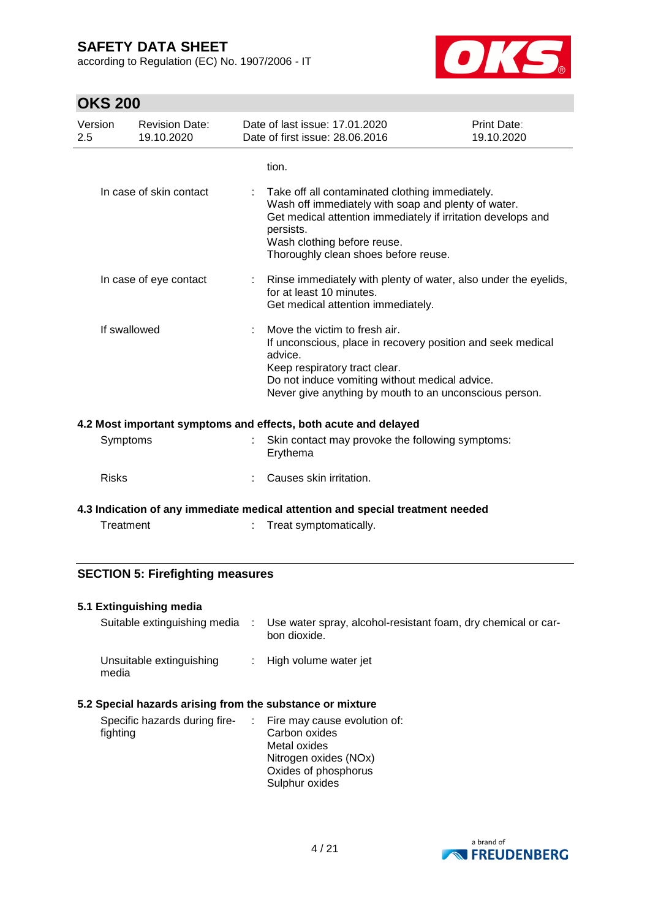tion.

| | | |
|---|---|---|
| In case of skin contact | : | Take off all contaminated clothing immediately.<br>Wash off immediately with soap and plenty of water.<br>Get medical attention immediately if irritation develops and persists.<br>Wash clothing before reuse.<br>Thoroughly clean shoes before reuse. |
| In case of eye contact | : | Rinse immediately with plenty of water, also under the eyelids, for at least 10 minutes.<br>Get medical attention immediately. |
| If swallowed | : | Move the victim to fresh air.<br>If unconscious, place in recovery position and seek medical advice.<br>Keep respiratory tract clear.<br>Do not induce vomiting without medical advice.<br>Never give anything by mouth to an unconscious person. |

**4.2 Most important symptoms and effects, both acute and delayed**

| | | |
|---|---|---|
| Symptoms | : | Skin contact may provoke the following symptoms:<br>Erythema |
| Risks | : | Causes skin irritation. |

**4.3 Indication of any immediate medical attention and special treatment needed**

| | | |
|---|---|---|
| Treatment | : | Treat symptomatically. |

## SECTION 5: Firefighting measures

**5.1 Extinguishing media**

| | | |
|---|---|---|
| Suitable extinguishing media | : | Use water spray, alcohol-resistant foam, dry chemical or carbon dioxide. |
| Unsuitable extinguishing media | : | High volume water jet |

**5.2 Special hazards arising from the substance or mixture**

| | | |
|---|---|---|
| Specific hazards during firefighting | : | Fire may cause evolution of:<br>Carbon oxides<br>Metal oxides<br>Nitrogen oxides (NOx)<br>Oxides of phosphorus<br>Sulphur oxides |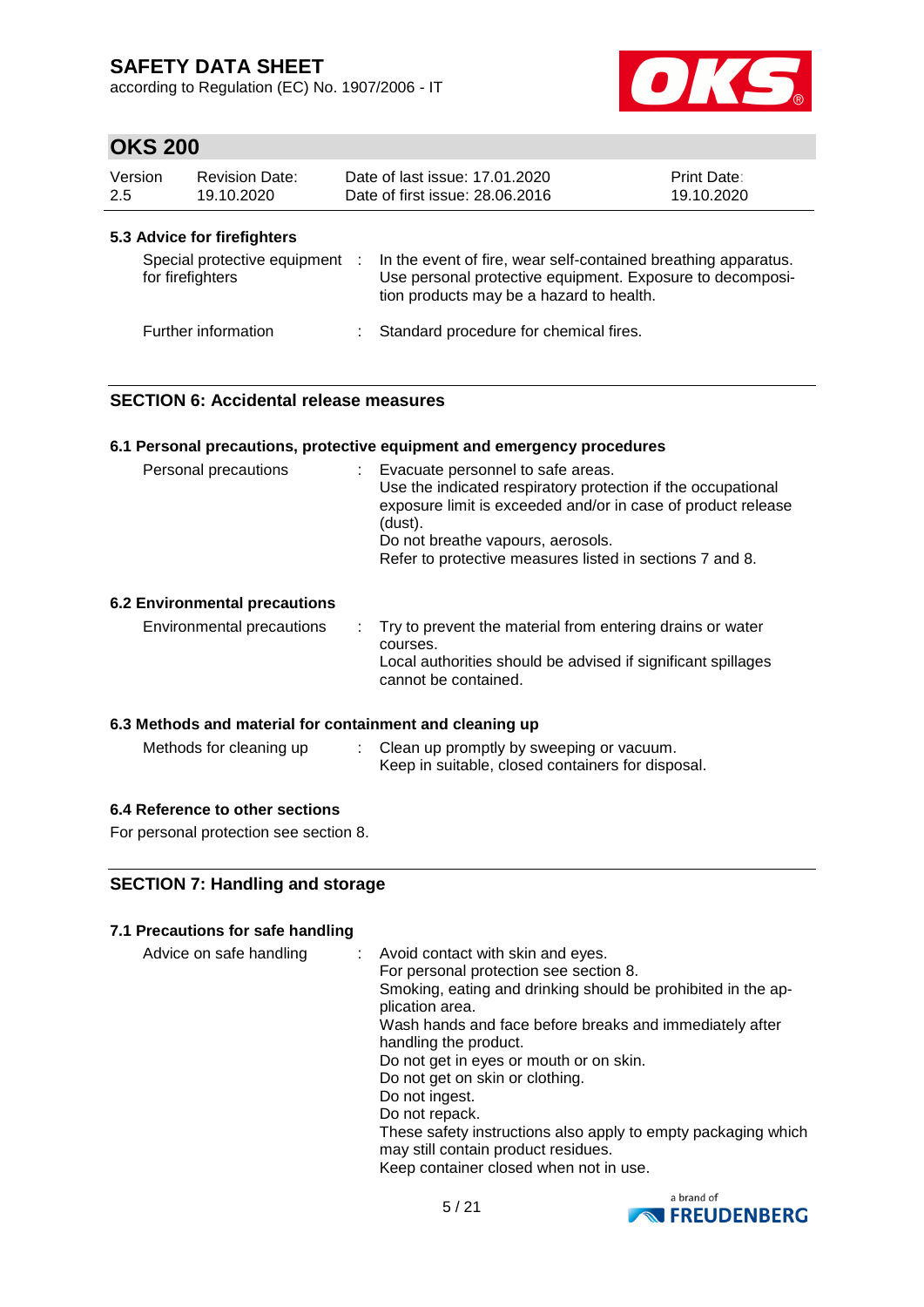### 5.3 Advice for firefighters

| | |
|---|---|
| Special protective equipment for firefighters | : In the event of fire, wear self-contained breathing apparatus. Use personal protective equipment. Exposure to decomposition products may be a hazard to health. |
| Further information | : Standard procedure for chemical fires. |

## SECTION 6: Accidental release measures

### 6.1 Personal precautions, protective equipment and emergency procedures

| | |
|---|---|
| Personal precautions | : Evacuate personnel to safe areas.<br>Use the indicated respiratory protection if the occupational exposure limit is exceeded and/or in case of product release (dust).<br>Do not breathe vapours, aerosols.<br>Refer to protective measures listed in sections 7 and 8. |

### 6.2 Environmental precautions

| | |
|---|---|
| Environmental precautions | : Try to prevent the material from entering drains or water courses.<br>Local authorities should be advised if significant spillages cannot be contained. |

### 6.3 Methods and material for containment and cleaning up

| | |
|---|---|
| Methods for cleaning up | : Clean up promptly by sweeping or vacuum.<br>Keep in suitable, closed containers for disposal. |

### 6.4 Reference to other sections

For personal protection see section 8.

## SECTION 7: Handling and storage

### 7.1 Precautions for safe handling

| | |
|---|---|
| Advice on safe handling | : Avoid contact with skin and eyes.<br>For personal protection see section 8.<br>Smoking, eating and drinking should be prohibited in the application area.<br>Wash hands and face before breaks and immediately after handling the product.<br>Do not get in eyes or mouth or on skin.<br>Do not get on skin or clothing.<br>Do not ingest.<br>Do not repack.<br>These safety instructions also apply to empty packaging which may still contain product residues.<br>Keep container closed when not in use. |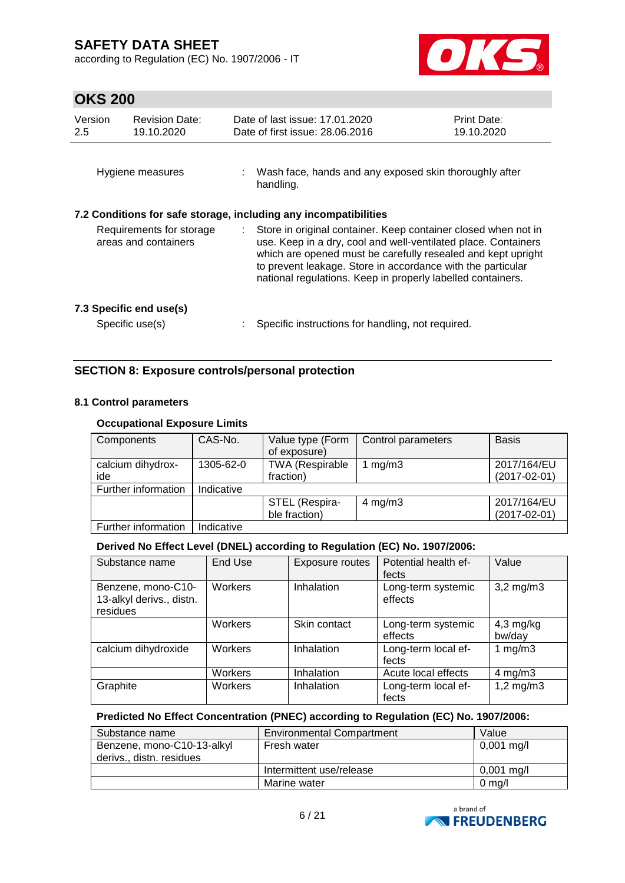Hygiene measures : Wash face, hands and any exposed skin thoroughly after handling.

### 7.2 Conditions for safe storage, including any incompatibilities

Requirements for storage areas and containers : Store in original container. Keep container closed when not in use. Keep in a dry, cool and well-ventilated place. Containers which are opened must be carefully resealed and kept upright to prevent leakage. Store in accordance with the particular national regulations. Keep in properly labelled containers.

### 7.3 Specific end use(s)

Specific use(s) : Specific instructions for handling, not required.

## SECTION 8: Exposure controls/personal protection

### 8.1 Control parameters

**Occupational Exposure Limits**

| Components | CAS-No. | Value type (Form of exposure) | Control parameters | Basis |
|---|---|---|---|---|
| calcium dihydroxide | 1305-62-0 | TWA (Respirable fraction) | 1 mg/m3 | 2017/164/EU (2017-02-01) |
| Further information | Indicative | | | |
| | | STEL (Respirable fraction) | 4 mg/m3 | 2017/164/EU (2017-02-01) |
| Further information | Indicative | | | |

**Derived No Effect Level (DNEL) according to Regulation (EC) No. 1907/2006:**

| Substance name | End Use | Exposure routes | Potential health effects | Value |
|---|---|---|---|---|
| Benzene, mono-C10-13-alkyl derivs., distn. residues | Workers | Inhalation | Long-term systemic effects | 3,2 mg/m3 |
| | Workers | Skin contact | Long-term systemic effects | 4,3 mg/kg bw/day |
| calcium dihydroxide | Workers | Inhalation | Long-term local effects | 1 mg/m3 |
| | Workers | Inhalation | Acute local effects | 4 mg/m3 |
| Graphite | Workers | Inhalation | Long-term local effects | 1,2 mg/m3 |

**Predicted No Effect Concentration (PNEC) according to Regulation (EC) No. 1907/2006:**

| Substance name | Environmental Compartment | Value |
|---|---|---|
| Benzene, mono-C10-13-alkyl derivs., distn. residues | Fresh water | 0,001 mg/l |
| | Intermittent use/release | 0,001 mg/l |
| | Marine water | 0 mg/l |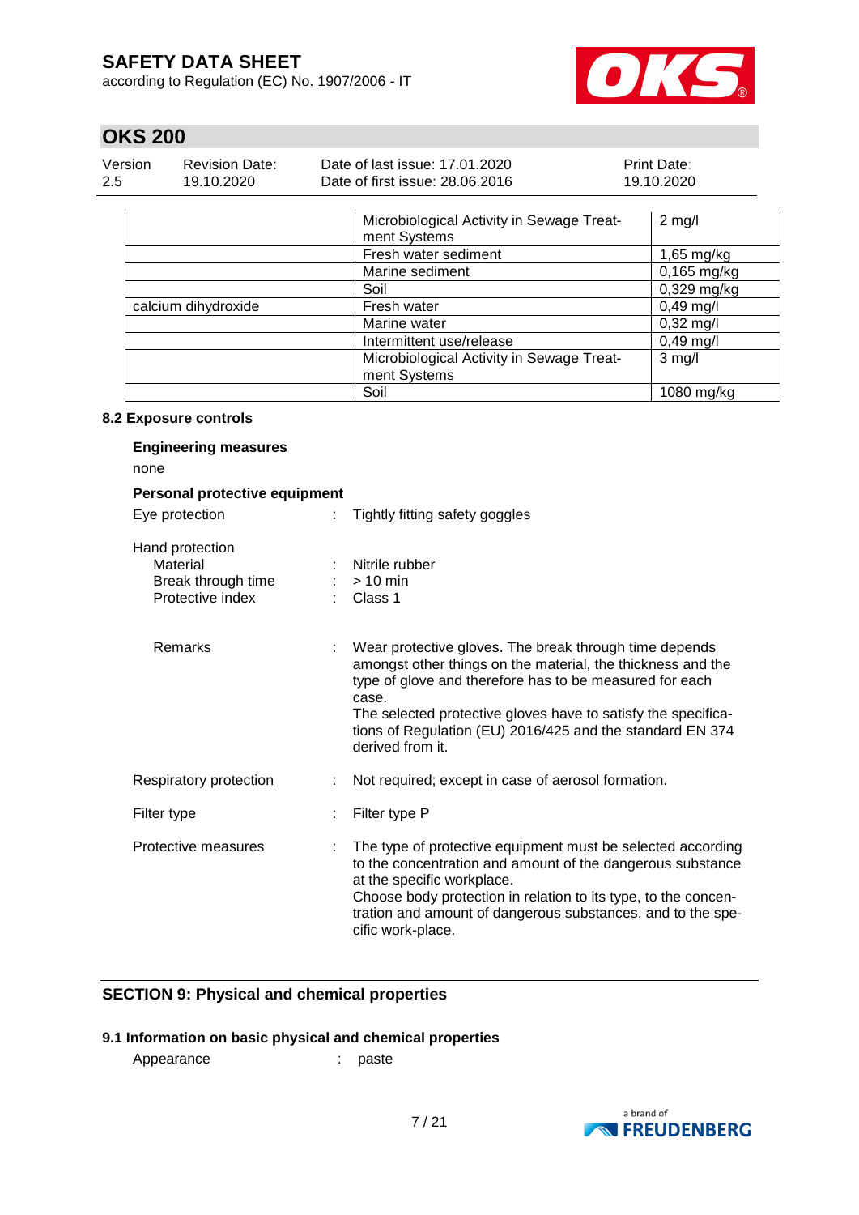| | | |
|---|---|---|
| | Microbiological Activity in Sewage Treatment Systems | 2 mg/l |
| | Fresh water sediment | 1,65 mg/kg |
| | Marine sediment | 0,165 mg/kg |
| | Soil | 0,329 mg/kg |
| calcium dihydroxide | Fresh water | 0,49 mg/l |
| | Marine water | 0,32 mg/l |
| | Intermittent use/release | 0,49 mg/l |
| | Microbiological Activity in Sewage Treatment Systems | 3 mg/l |
| | Soil | 1080 mg/kg |

### 8.2 Exposure controls

**Engineering measures**

none

**Personal protective equipment**

Eye protection : Tightly fitting safety goggles

Hand protection
- Material : Nitrile rubber
- Break through time : > 10 min
- Protective index : Class 1

Remarks : Wear protective gloves. The break through time depends amongst other things on the material, the thickness and the type of glove and therefore has to be measured for each case.
The selected protective gloves have to satisfy the specifications of Regulation (EU) 2016/425 and the standard EN 374 derived from it.

Respiratory protection : Not required; except in case of aerosol formation.

Filter type : Filter type P

Protective measures : The type of protective equipment must be selected according to the concentration and amount of the dangerous substance at the specific workplace.
Choose body protection in relation to its type, to the concentration and amount of dangerous substances, and to the specific work-place.

## SECTION 9: Physical and chemical properties

### 9.1 Information on basic physical and chemical properties

Appearance : paste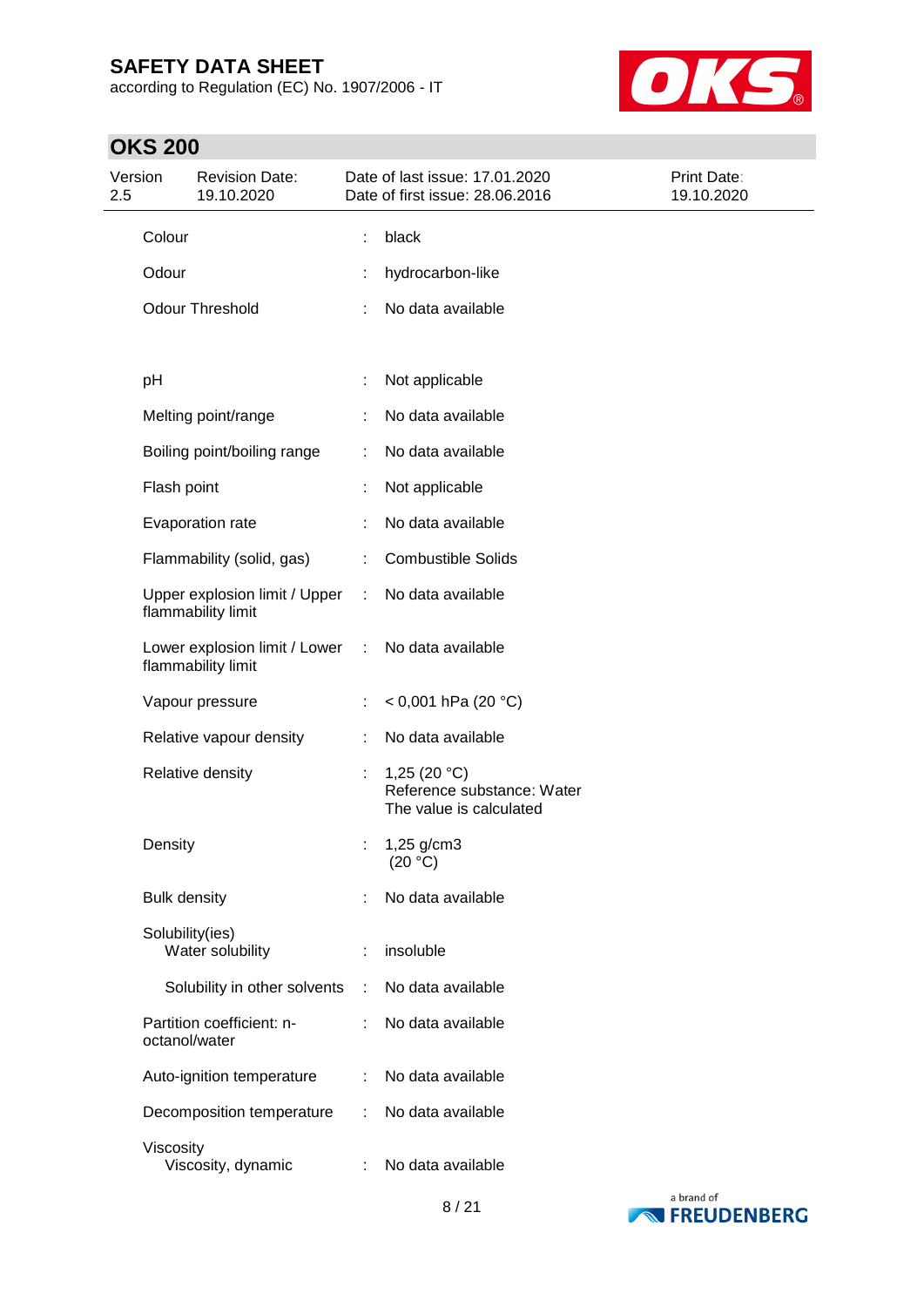| | | |
|---|---|---|
| Colour | : | black |
| Odour | : | hydrocarbon-like |
| Odour Threshold | : | No data available |
| pH | : | Not applicable |
| Melting point/range | : | No data available |
| Boiling point/boiling range | : | No data available |
| Flash point | : | Not applicable |
| Evaporation rate | : | No data available |
| Flammability (solid, gas) | : | Combustible Solids |
| Upper explosion limit / Upper flammability limit | : | No data available |
| Lower explosion limit / Lower flammability limit | : | No data available |
| Vapour pressure | : | < 0,001 hPa (20 °C) |
| Relative vapour density | : | No data available |
| Relative density | : | 1,25 (20 °C)<br>Reference substance: Water<br>The value is calculated |
| Density | : | 1,25 g/cm3<br>(20 °C) |
| Bulk density | : | No data available |
| Solubility(ies)<br>Water solubility | : | insoluble |
| Solubility in other solvents | : | No data available |
| Partition coefficient: n-octanol/water | : | No data available |
| Auto-ignition temperature | : | No data available |
| Decomposition temperature | : | No data available |
| Viscosity<br>Viscosity, dynamic | : | No data available |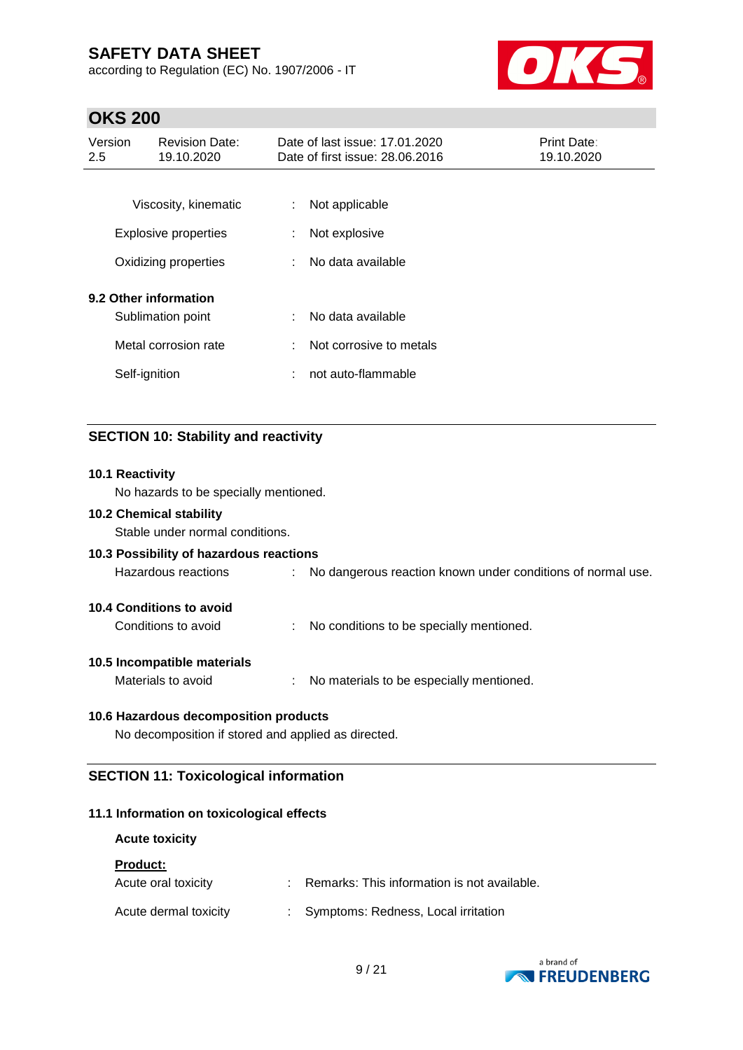| | | |
|---|---|---|
| Viscosity, kinematic | : | Not applicable |
| Explosive properties | : | Not explosive |
| Oxidizing properties | : | No data available |

**9.2 Other information**

| | | |
|---|---|---|
| Sublimation point | : | No data available |
| Metal corrosion rate | : | Not corrosive to metals |
| Self-ignition | : | not auto-flammable |

## SECTION 10: Stability and reactivity

**10.1 Reactivity**

No hazards to be specially mentioned.

**10.2 Chemical stability**

Stable under normal conditions.

**10.3 Possibility of hazardous reactions**

Hazardous reactions : No dangerous reaction known under conditions of normal use.

**10.4 Conditions to avoid**

Conditions to avoid : No conditions to be specially mentioned.

**10.5 Incompatible materials**

Materials to avoid : No materials to be especially mentioned.

**10.6 Hazardous decomposition products**

No decomposition if stored and applied as directed.

## SECTION 11: Toxicological information

**11.1 Information on toxicological effects**

**Acute toxicity**

**Product:**

| | | |
|---|---|---|
| Acute oral toxicity | : | Remarks: This information is not available. |
| Acute dermal toxicity | : | Symptoms: Redness, Local irritation |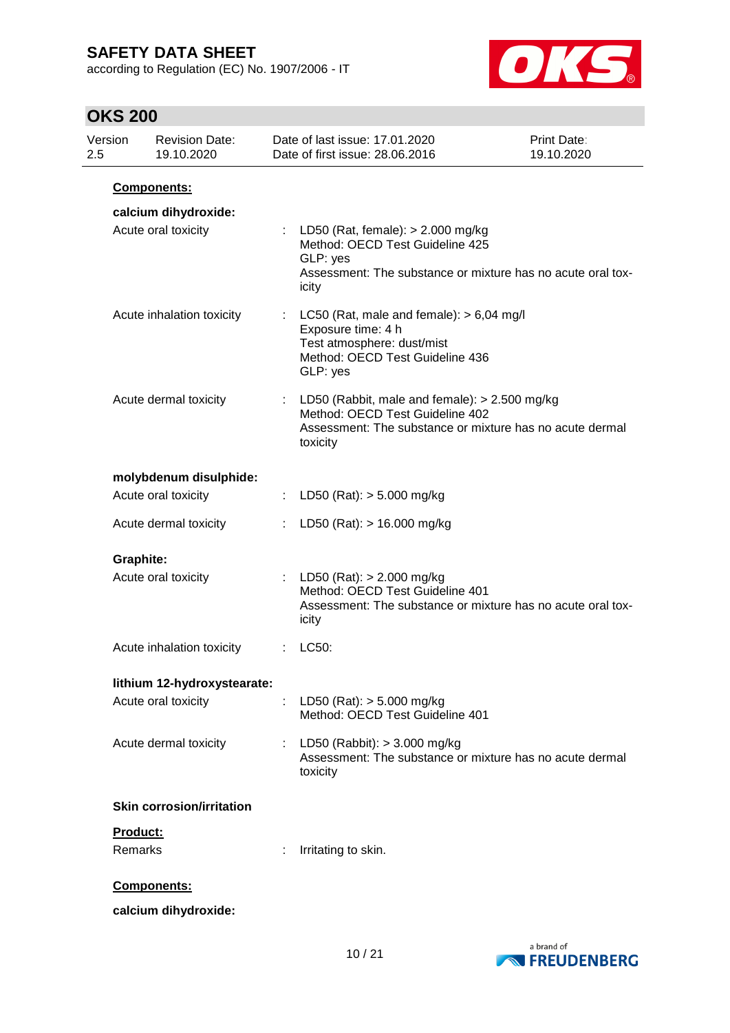**Components:**

**calcium dihydroxide:**

Acute oral toxicity : LD50 (Rat, female): > 2.000 mg/kg
Method: OECD Test Guideline 425
GLP: yes
Assessment: The substance or mixture has no acute oral toxicity

Acute inhalation toxicity : LC50 (Rat, male and female): > 6,04 mg/l
Exposure time: 4 h
Test atmosphere: dust/mist
Method: OECD Test Guideline 436
GLP: yes

Acute dermal toxicity : LD50 (Rabbit, male and female): > 2.500 mg/kg
Method: OECD Test Guideline 402
Assessment: The substance or mixture has no acute dermal toxicity

**molybdenum disulphide:**

Acute oral toxicity : LD50 (Rat): > 5.000 mg/kg

Acute dermal toxicity : LD50 (Rat): > 16.000 mg/kg

**Graphite:**

Acute oral toxicity : LD50 (Rat): > 2.000 mg/kg
Method: OECD Test Guideline 401
Assessment: The substance or mixture has no acute oral toxicity

Acute inhalation toxicity : LC50:

**lithium 12-hydroxystearate:**

Acute oral toxicity : LD50 (Rat): > 5.000 mg/kg
Method: OECD Test Guideline 401

Acute dermal toxicity : LD50 (Rabbit): > 3.000 mg/kg
Assessment: The substance or mixture has no acute dermal toxicity

**Skin corrosion/irritation**

**Product:**

Remarks : Irritating to skin.

**Components:**

**calcium dihydroxide:**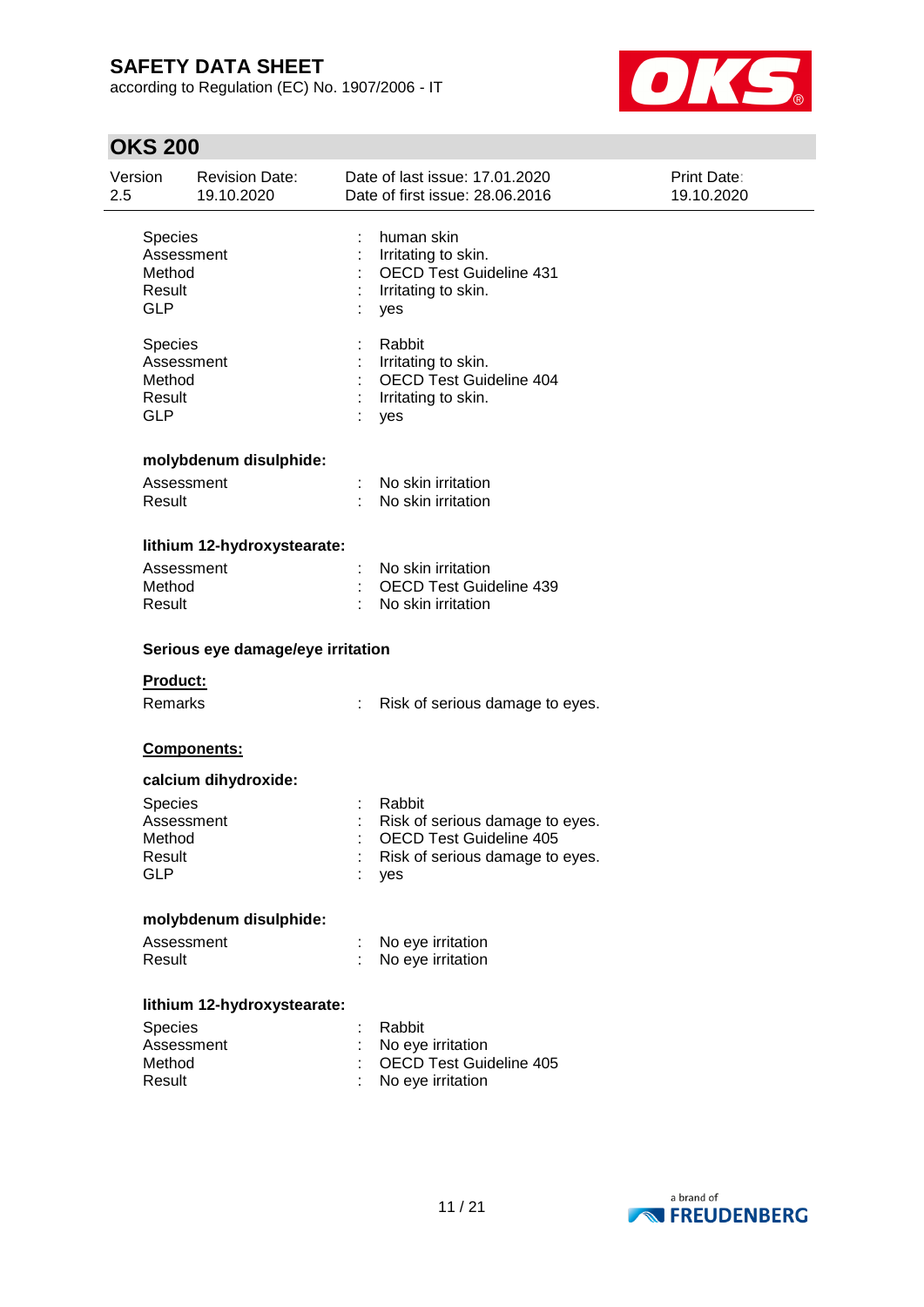| | | |
|---|---|---|
| Species | : | human skin |
| Assessment | : | Irritating to skin. |
| Method | : | OECD Test Guideline 431 |
| Result | : | Irritating to skin. |
| GLP | : | yes |

| | | |
|---|---|---|
| Species | : | Rabbit |
| Assessment | : | Irritating to skin. |
| Method | : | OECD Test Guideline 404 |
| Result | : | Irritating to skin. |
| GLP | : | yes |

**molybdenum disulphide:**

| | | |
|---|---|---|
| Assessment | : | No skin irritation |
| Result | : | No skin irritation |

**lithium 12-hydroxystearate:**

| | | |
|---|---|---|
| Assessment | : | No skin irritation |
| Method | : | OECD Test Guideline 439 |
| Result | : | No skin irritation |

**Serious eye damage/eye irritation**

**Product:**

| | | |
|---|---|---|
| Remarks | : | Risk of serious damage to eyes. |

**Components:**

**calcium dihydroxide:**

| | | |
|---|---|---|
| Species | : | Rabbit |
| Assessment | : | Risk of serious damage to eyes. |
| Method | : | OECD Test Guideline 405 |
| Result | : | Risk of serious damage to eyes. |
| GLP | : | yes |

**molybdenum disulphide:**

| | | |
|---|---|---|
| Assessment | : | No eye irritation |
| Result | : | No eye irritation |

**lithium 12-hydroxystearate:**

| | | |
|---|---|---|
| Species | : | Rabbit |
| Assessment | : | No eye irritation |
| Method | : | OECD Test Guideline 405 |
| Result | : | No eye irritation |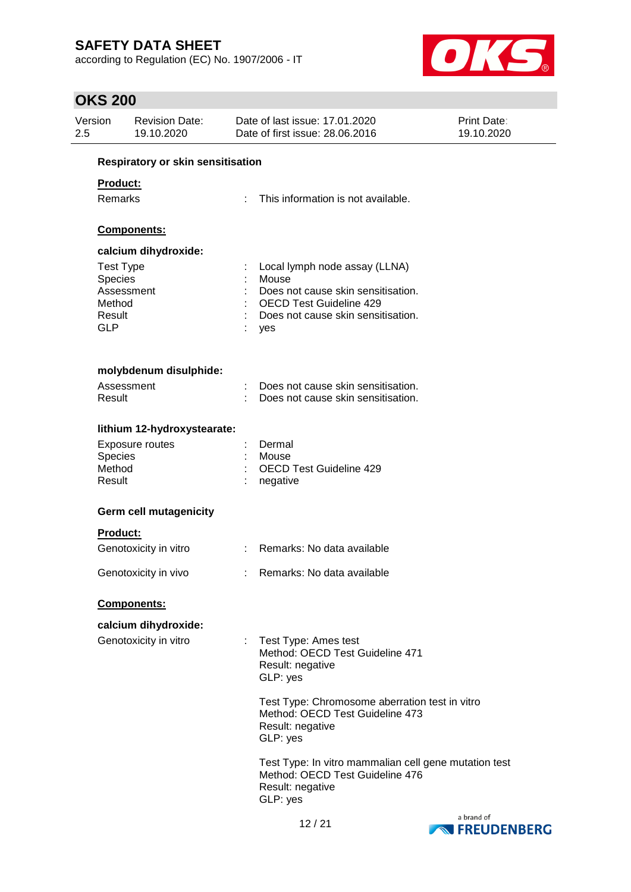**Respiratory or skin sensitisation**

**Product:**

Remarks : This information is not available.

**Components:**

**calcium dihydroxide:**

| | | |
|---|---|---|
| Test Type | : | Local lymph node assay (LLNA) |
| Species | : | Mouse |
| Assessment | : | Does not cause skin sensitisation. |
| Method | : | OECD Test Guideline 429 |
| Result | : | Does not cause skin sensitisation. |
| GLP | : | yes |

**molybdenum disulphide:**

| | | |
|---|---|---|
| Assessment | : | Does not cause skin sensitisation. |
| Result | : | Does not cause skin sensitisation. |

**lithium 12-hydroxystearate:**

| | | |
|---|---|---|
| Exposure routes | : | Dermal |
| Species | : | Mouse |
| Method | : | OECD Test Guideline 429 |
| Result | : | negative |

**Germ cell mutagenicity**

**Product:**

Genotoxicity in vitro : Remarks: No data available

Genotoxicity in vivo : Remarks: No data available

**Components:**

**calcium dihydroxide:**

Genotoxicity in vitro :

Test Type: Ames test
Method: OECD Test Guideline 471
Result: negative
GLP: yes

Test Type: Chromosome aberration test in vitro
Method: OECD Test Guideline 473
Result: negative
GLP: yes

Test Type: In vitro mammalian cell gene mutation test
Method: OECD Test Guideline 476
Result: negative
GLP: yes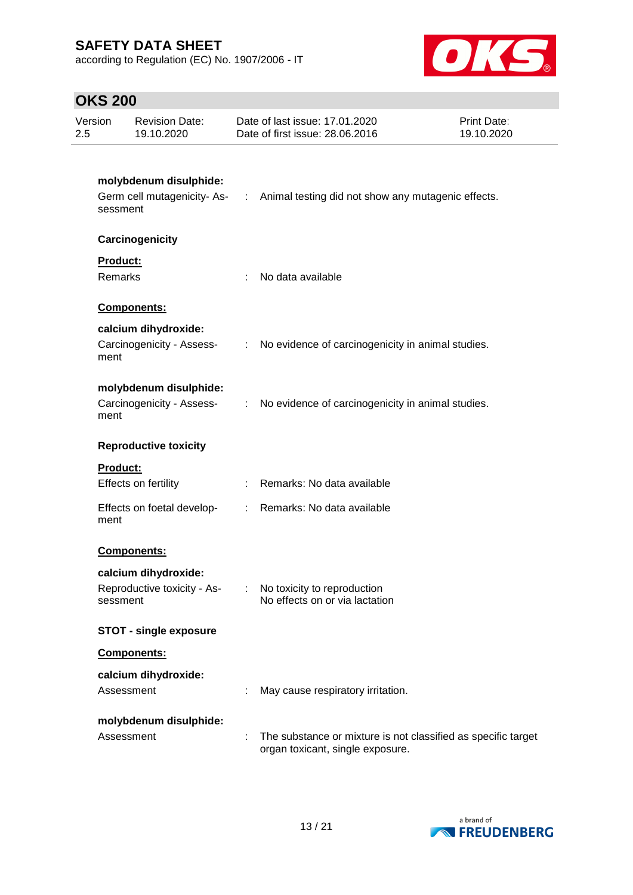**molybdenum disulphide:**

Germ cell mutagenicity- Assessment : Animal testing did not show any mutagenic effects.

**Carcinogenicity**

**Product:**

Remarks : No data available

**Components:**

**calcium dihydroxide:**

Carcinogenicity - Assessment : No evidence of carcinogenicity in animal studies.

**molybdenum disulphide:**

Carcinogenicity - Assessment : No evidence of carcinogenicity in animal studies.

**Reproductive toxicity**

**Product:**

Effects on fertility : Remarks: No data available

Effects on foetal development : Remarks: No data available

**Components:**

**calcium dihydroxide:**

Reproductive toxicity - Assessment : No toxicity to reproduction
No effects on or via lactation

**STOT - single exposure**

**Components:**

**calcium dihydroxide:**

Assessment : May cause respiratory irritation.

**molybdenum disulphide:**

Assessment : The substance or mixture is not classified as specific target organ toxicant, single exposure.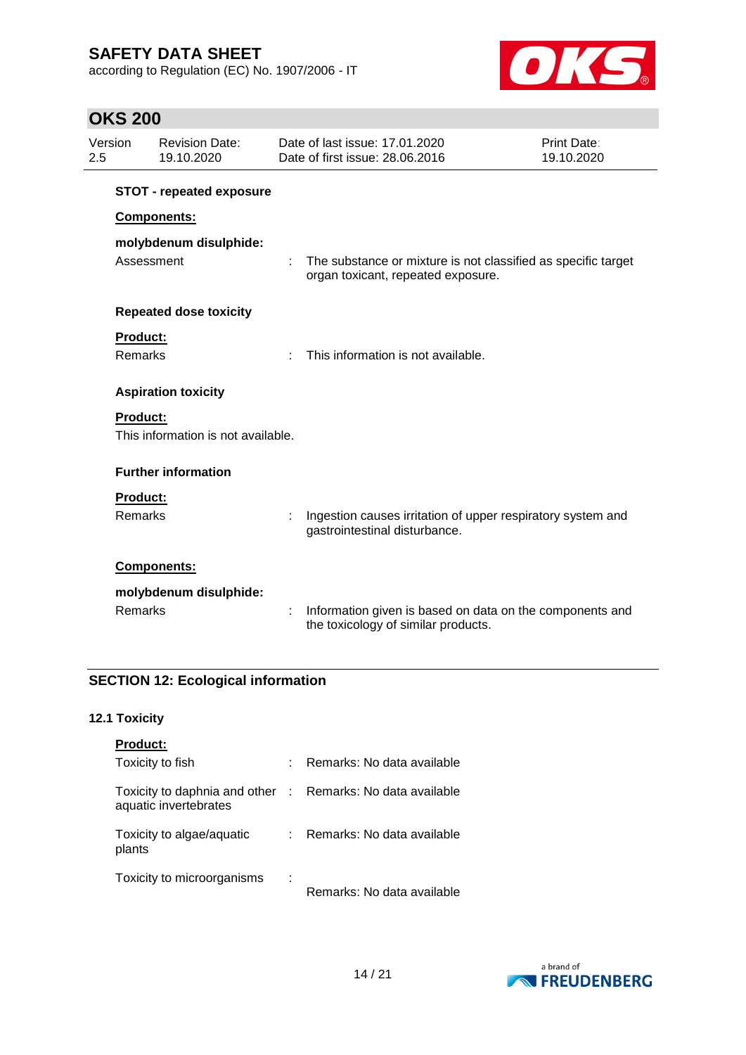**STOT - repeated exposure**

**Components:**

**molybdenum disulphide:**

Assessment : The substance or mixture is not classified as specific target organ toxicant, repeated exposure.

**Repeated dose toxicity**

**Product:**

Remarks : This information is not available.

**Aspiration toxicity**

**Product:**

This information is not available.

**Further information**

**Product:**

Remarks : Ingestion causes irritation of upper respiratory system and gastrointestinal disturbance.

**Components:**

**molybdenum disulphide:**

Remarks : Information given is based on data on the components and the toxicology of similar products.

## SECTION 12: Ecological information

### 12.1 Toxicity

**Product:**

Toxicity to fish : Remarks: No data available

Toxicity to daphnia and other aquatic invertebrates : Remarks: No data available

Toxicity to algae/aquatic plants : Remarks: No data available

Toxicity to microorganisms : Remarks: No data available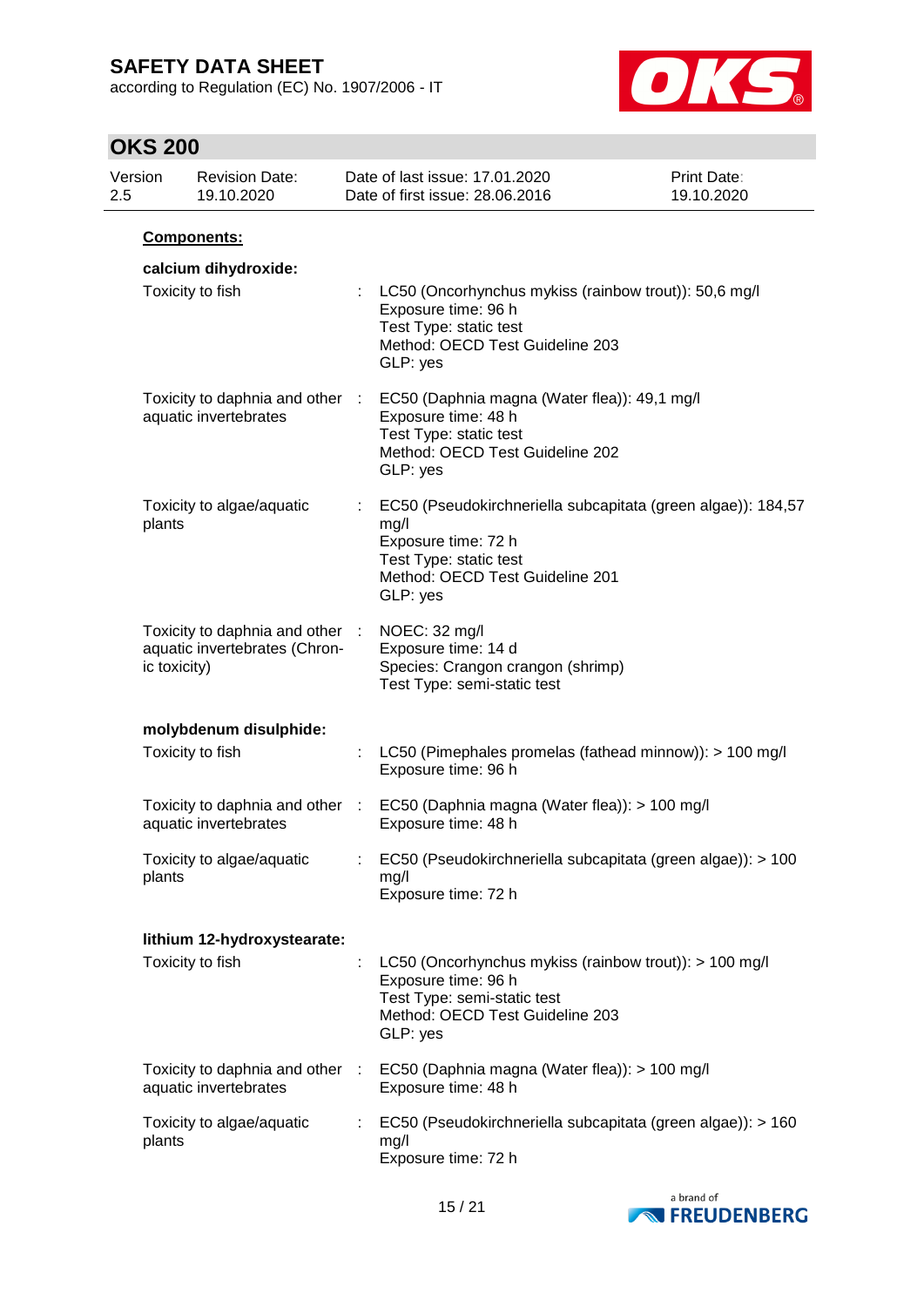**Components:**

**calcium dihydroxide:**

| | | |
|---|---|---|
| Toxicity to fish | : | LC50 (Oncorhynchus mykiss (rainbow trout)): 50,6 mg/l<br>Exposure time: 96 h<br>Test Type: static test<br>Method: OECD Test Guideline 203<br>GLP: yes |
| Toxicity to daphnia and other aquatic invertebrates | : | EC50 (Daphnia magna (Water flea)): 49,1 mg/l<br>Exposure time: 48 h<br>Test Type: static test<br>Method: OECD Test Guideline 202<br>GLP: yes |
| Toxicity to algae/aquatic plants | : | EC50 (Pseudokirchneriella subcapitata (green algae)): 184,57 mg/l<br>Exposure time: 72 h<br>Test Type: static test<br>Method: OECD Test Guideline 201<br>GLP: yes |
| Toxicity to daphnia and other aquatic invertebrates (Chronic toxicity) | : | NOEC: 32 mg/l<br>Exposure time: 14 d<br>Species: Crangon crangon (shrimp)<br>Test Type: semi-static test |

**molybdenum disulphide:**

| | | |
|---|---|---|
| Toxicity to fish | : | LC50 (Pimephales promelas (fathead minnow)): > 100 mg/l<br>Exposure time: 96 h |
| Toxicity to daphnia and other aquatic invertebrates | : | EC50 (Daphnia magna (Water flea)): > 100 mg/l<br>Exposure time: 48 h |
| Toxicity to algae/aquatic plants | : | EC50 (Pseudokirchneriella subcapitata (green algae)): > 100 mg/l<br>Exposure time: 72 h |

**lithium 12-hydroxystearate:**

| | | |
|---|---|---|
| Toxicity to fish | : | LC50 (Oncorhynchus mykiss (rainbow trout)): > 100 mg/l<br>Exposure time: 96 h<br>Test Type: semi-static test<br>Method: OECD Test Guideline 203<br>GLP: yes |
| Toxicity to daphnia and other aquatic invertebrates | : | EC50 (Daphnia magna (Water flea)): > 100 mg/l<br>Exposure time: 48 h |
| Toxicity to algae/aquatic plants | : | EC50 (Pseudokirchneriella subcapitata (green algae)): > 160 mg/l<br>Exposure time: 72 h |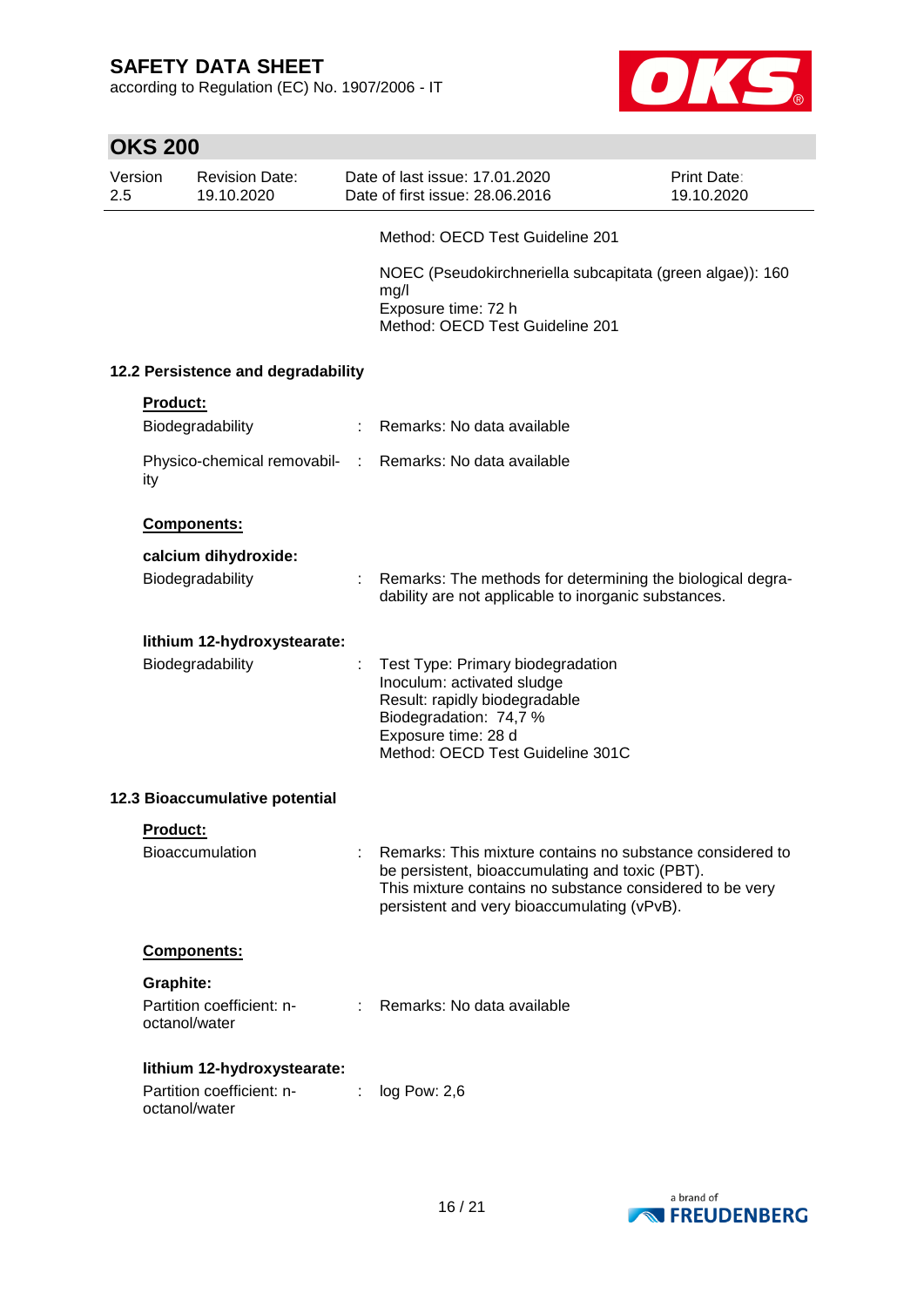Method: OECD Test Guideline 201

NOEC (Pseudokirchneriella subcapitata (green algae)): 160 mg/l
Exposure time: 72 h
Method: OECD Test Guideline 201

### 12.2 Persistence and degradability

**Product:**

Biodegradability : Remarks: No data available

Physico-chemical removability : Remarks: No data available

**Components:**

**calcium dihydroxide:**

Biodegradability : Remarks: The methods for determining the biological degradability are not applicable to inorganic substances.

**lithium 12-hydroxystearate:**

Biodegradability : Test Type: Primary biodegradation
Inoculum: activated sludge
Result: rapidly biodegradable
Biodegradation: 74,7 %
Exposure time: 28 d
Method: OECD Test Guideline 301C

### 12.3 Bioaccumulative potential

**Product:**

Bioaccumulation : Remarks: This mixture contains no substance considered to be persistent, bioaccumulating and toxic (PBT).
This mixture contains no substance considered to be very persistent and very bioaccumulating (vPvB).

**Components:**

**Graphite:**

Partition coefficient: n-octanol/water : Remarks: No data available

**lithium 12-hydroxystearate:**

Partition coefficient: n-octanol/water : log Pow: 2,6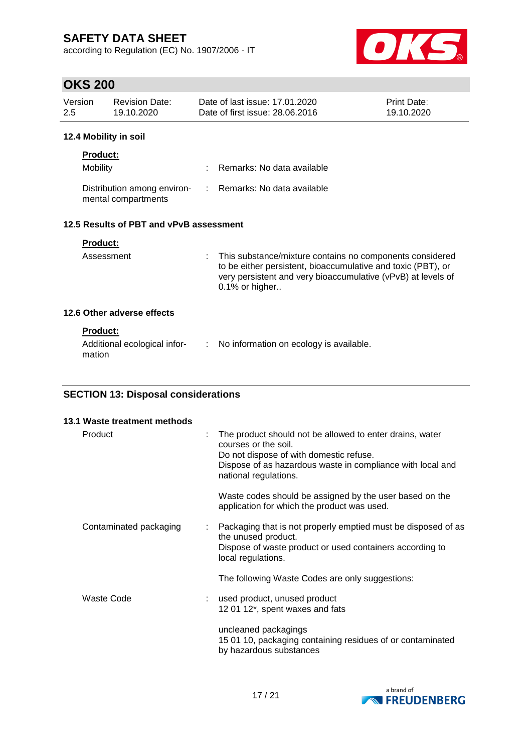### 12.4 Mobility in soil

**Product:**

| | | |
|---|---|---|
| Mobility | : | Remarks: No data available |
| Distribution among environmental compartments | : | Remarks: No data available |

### 12.5 Results of PBT and vPvB assessment

**Product:**

| | | |
|---|---|---|
| Assessment | : | This substance/mixture contains no components considered to be either persistent, bioaccumulative and toxic (PBT), or very persistent and very bioaccumulative (vPvB) at levels of 0.1% or higher.. |

### 12.6 Other adverse effects

**Product:**

| | | |
|---|---|---|
| Additional ecological information | : | No information on ecology is available. |

## SECTION 13: Disposal considerations

### 13.1 Waste treatment methods

| | | |
|---|---|---|
| Product | : | The product should not be allowed to enter drains, water courses or the soil.<br>Do not dispose of with domestic refuse.<br>Dispose of as hazardous waste in compliance with local and national regulations.<br><br>Waste codes should be assigned by the user based on the application for which the product was used. |
| Contaminated packaging | : | Packaging that is not properly emptied must be disposed of as the unused product.<br>Dispose of waste product or used containers according to local regulations.<br><br>The following Waste Codes are only suggestions: |
| Waste Code | : | used product, unused product<br>12 01 12*, spent waxes and fats<br><br>uncleaned packagings<br>15 01 10, packaging containing residues of or contaminated by hazardous substances |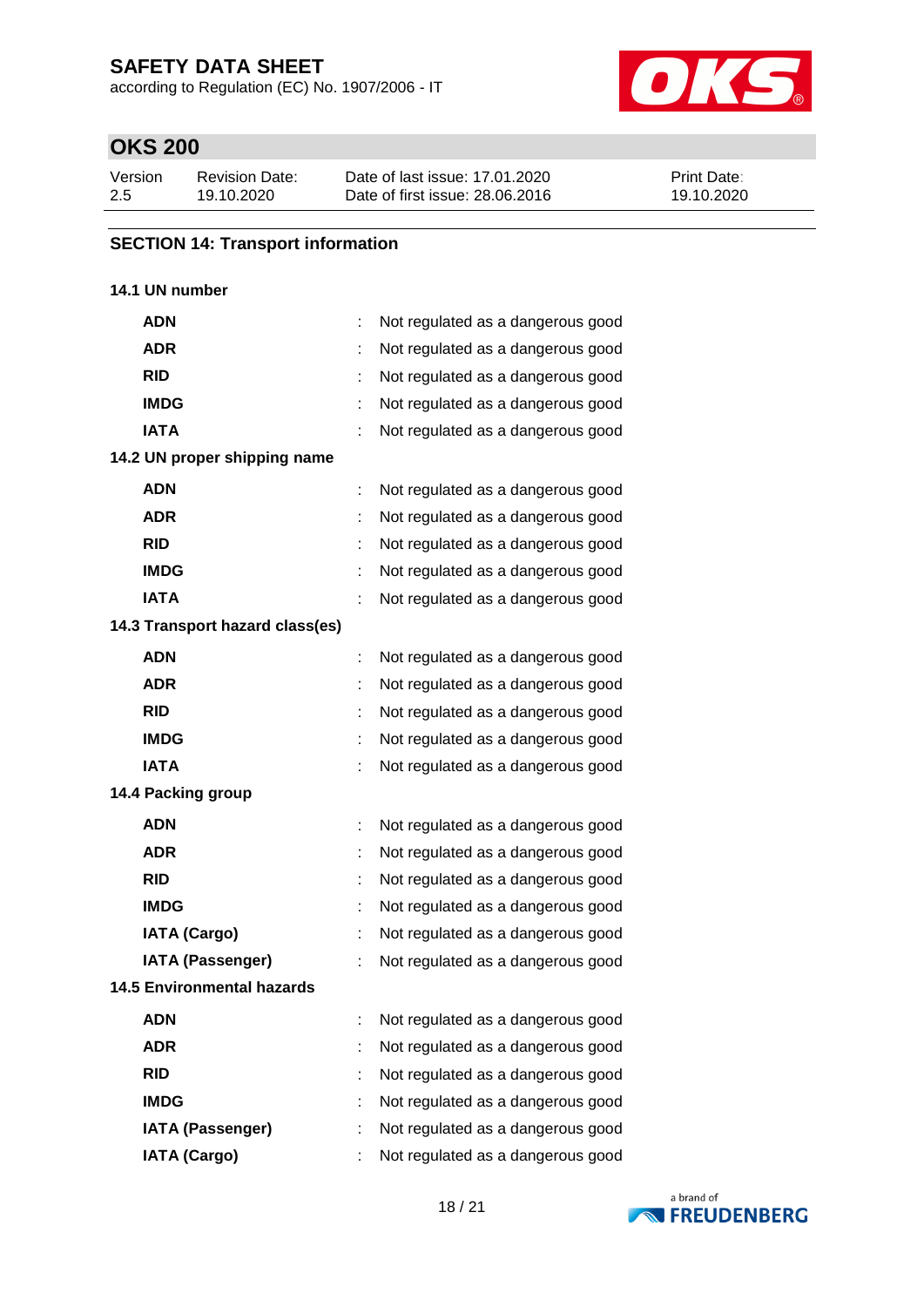## SECTION 14: Transport information

### 14.1 UN number

| | | |
|---|---|---|
| **ADN** | : | Not regulated as a dangerous good |
| **ADR** | : | Not regulated as a dangerous good |
| **RID** | : | Not regulated as a dangerous good |
| **IMDG** | : | Not regulated as a dangerous good |
| **IATA** | : | Not regulated as a dangerous good |

### 14.2 UN proper shipping name

| | | |
|---|---|---|
| **ADN** | : | Not regulated as a dangerous good |
| **ADR** | : | Not regulated as a dangerous good |
| **RID** | : | Not regulated as a dangerous good |
| **IMDG** | : | Not regulated as a dangerous good |
| **IATA** | : | Not regulated as a dangerous good |

### 14.3 Transport hazard class(es)

| | | |
|---|---|---|
| **ADN** | : | Not regulated as a dangerous good |
| **ADR** | : | Not regulated as a dangerous good |
| **RID** | : | Not regulated as a dangerous good |
| **IMDG** | : | Not regulated as a dangerous good |
| **IATA** | : | Not regulated as a dangerous good |

### 14.4 Packing group

| | | |
|---|---|---|
| **ADN** | : | Not regulated as a dangerous good |
| **ADR** | : | Not regulated as a dangerous good |
| **RID** | : | Not regulated as a dangerous good |
| **IMDG** | : | Not regulated as a dangerous good |
| **IATA (Cargo)** | : | Not regulated as a dangerous good |
| **IATA (Passenger)** | : | Not regulated as a dangerous good |

### 14.5 Environmental hazards

| | | |
|---|---|---|
| **ADN** | : | Not regulated as a dangerous good |
| **ADR** | : | Not regulated as a dangerous good |
| **RID** | : | Not regulated as a dangerous good |
| **IMDG** | : | Not regulated as a dangerous good |
| **IATA (Passenger)** | : | Not regulated as a dangerous good |
| **IATA (Cargo)** | : | Not regulated as a dangerous good |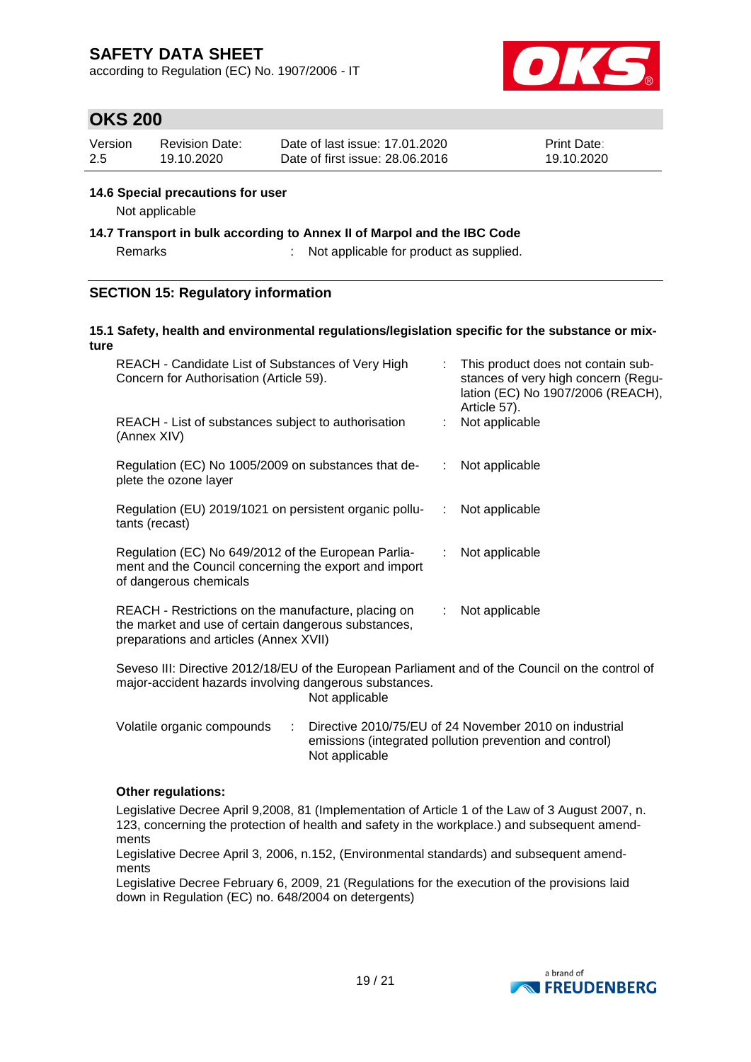### 14.6 Special precautions for user

Not applicable

### 14.7 Transport in bulk according to Annex II of Marpol and the IBC Code

| | | |
|---|---|---|
| Remarks | : | Not applicable for product as supplied. |

## SECTION 15: Regulatory information

### 15.1 Safety, health and environmental regulations/legislation specific for the substance or mixture

| | | |
|---|---|---|
| REACH - Candidate List of Substances of Very High Concern for Authorisation (Article 59). | : | This product does not contain substances of very high concern (Regulation (EC) No 1907/2006 (REACH), Article 57). |
| REACH - List of substances subject to authorisation (Annex XIV) | : | Not applicable |
| Regulation (EC) No 1005/2009 on substances that deplete the ozone layer | : | Not applicable |
| Regulation (EU) 2019/1021 on persistent organic pollutants (recast) | : | Not applicable |
| Regulation (EC) No 649/2012 of the European Parliament and the Council concerning the export and import of dangerous chemicals | : | Not applicable |
| REACH - Restrictions on the manufacture, placing on the market and use of certain dangerous substances, preparations and articles (Annex XVII) | : | Not applicable |

Seveso III: Directive 2012/18/EU of the European Parliament and of the Council on the control of major-accident hazards involving dangerous substances.
Not applicable

| | | |
|---|---|---|
| Volatile organic compounds | : | Directive 2010/75/EU of 24 November 2010 on industrial emissions (integrated pollution prevention and control)<br>Not applicable |

**Other regulations:**

Legislative Decree April 9,2008, 81 (Implementation of Article 1 of the Law of 3 August 2007, n. 123, concerning the protection of health and safety in the workplace.) and subsequent amendments
Legislative Decree April 3, 2006, n.152, (Environmental standards) and subsequent amendments
Legislative Decree February 6, 2009, 21 (Regulations for the execution of the provisions laid down in Regulation (EC) no. 648/2004 on detergents)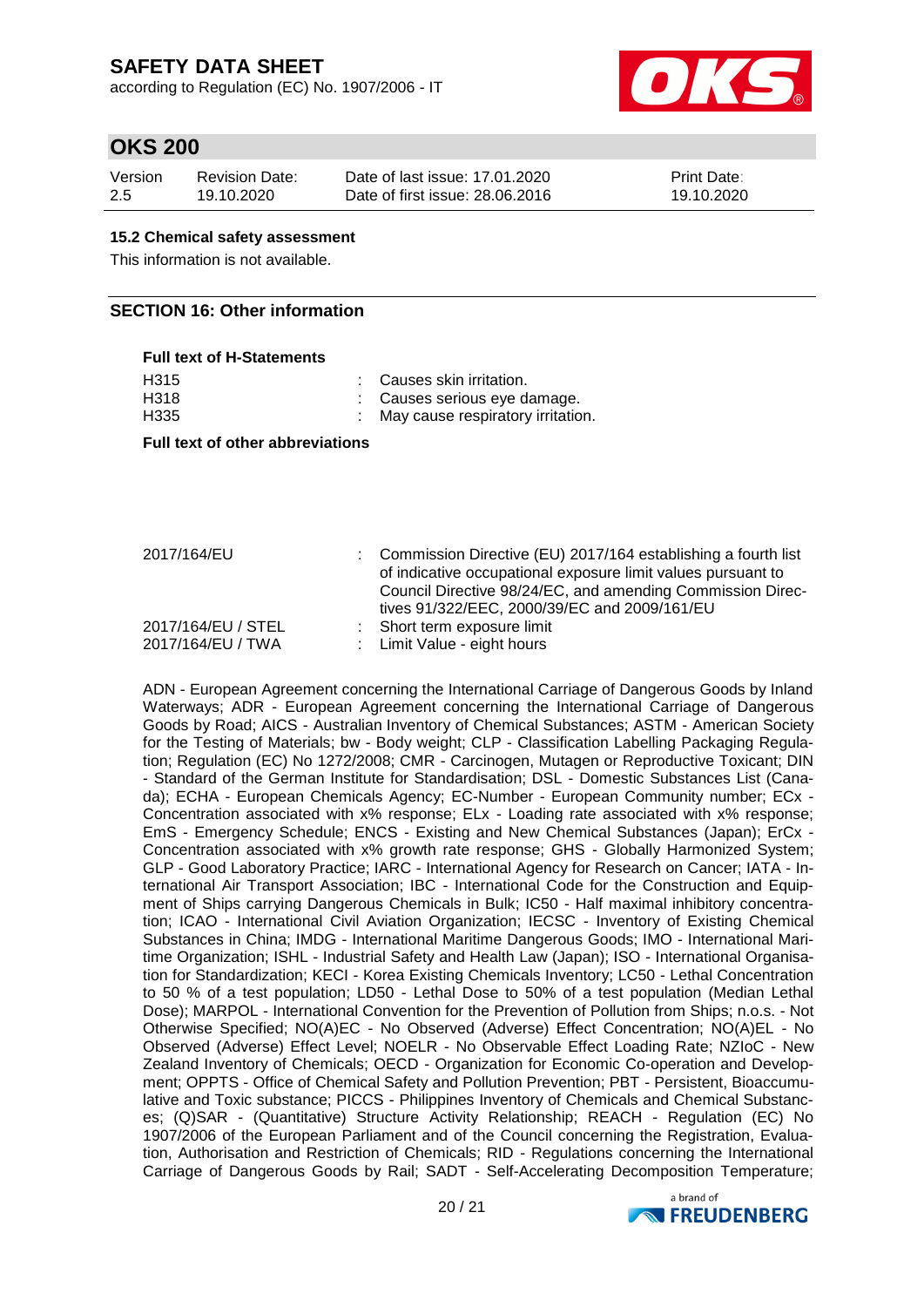### 15.2 Chemical safety assessment

This information is not available.

## SECTION 16: Other information

**Full text of H-Statements**

| | | |
|---|---|---|
| H315 | : | Causes skin irritation. |
| H318 | : | Causes serious eye damage. |
| H335 | : | May cause respiratory irritation. |

**Full text of other abbreviations**

| | | |
|---|---|---|
| 2017/164/EU | : | Commission Directive (EU) 2017/164 establishing a fourth list of indicative occupational exposure limit values pursuant to Council Directive 98/24/EC, and amending Commission Directives 91/322/EEC, 2000/39/EC and 2009/161/EU |
| 2017/164/EU / STEL | : | Short term exposure limit |
| 2017/164/EU / TWA | : | Limit Value - eight hours |

ADN - European Agreement concerning the International Carriage of Dangerous Goods by Inland Waterways; ADR - European Agreement concerning the International Carriage of Dangerous Goods by Road; AICS - Australian Inventory of Chemical Substances; ASTM - American Society for the Testing of Materials; bw - Body weight; CLP - Classification Labelling Packaging Regulation; Regulation (EC) No 1272/2008; CMR - Carcinogen, Mutagen or Reproductive Toxicant; DIN - Standard of the German Institute for Standardisation; DSL - Domestic Substances List (Canada); ECHA - European Chemicals Agency; EC-Number - European Community number; ECx - Concentration associated with x% response; ELx - Loading rate associated with x% response; EmS - Emergency Schedule; ENCS - Existing and New Chemical Substances (Japan); ErCx - Concentration associated with x% growth rate response; GHS - Globally Harmonized System; GLP - Good Laboratory Practice; IARC - International Agency for Research on Cancer; IATA - International Air Transport Association; IBC - International Code for the Construction and Equipment of Ships carrying Dangerous Chemicals in Bulk; IC50 - Half maximal inhibitory concentration; ICAO - International Civil Aviation Organization; IECSC - Inventory of Existing Chemical Substances in China; IMDG - International Maritime Dangerous Goods; IMO - International Maritime Organization; ISHL - Industrial Safety and Health Law (Japan); ISO - International Organisation for Standardization; KECI - Korea Existing Chemicals Inventory; LC50 - Lethal Concentration to 50 % of a test population; LD50 - Lethal Dose to 50% of a test population (Median Lethal Dose); MARPOL - International Convention for the Prevention of Pollution from Ships; n.o.s. - Not Otherwise Specified; NO(A)EC - No Observed (Adverse) Effect Concentration; NO(A)EL - No Observed (Adverse) Effect Level; NOELR - No Observable Effect Loading Rate; NZIoC - New Zealand Inventory of Chemicals; OECD - Organization for Economic Co-operation and Development; OPPTS - Office of Chemical Safety and Pollution Prevention; PBT - Persistent, Bioaccumulative and Toxic substance; PICCS - Philippines Inventory of Chemicals and Chemical Substances; (Q)SAR - (Quantitative) Structure Activity Relationship; REACH - Regulation (EC) No 1907/2006 of the European Parliament and of the Council concerning the Registration, Evaluation, Authorisation and Restriction of Chemicals; RID - Regulations concerning the International Carriage of Dangerous Goods by Rail; SADT - Self-Accelerating Decomposition Temperature;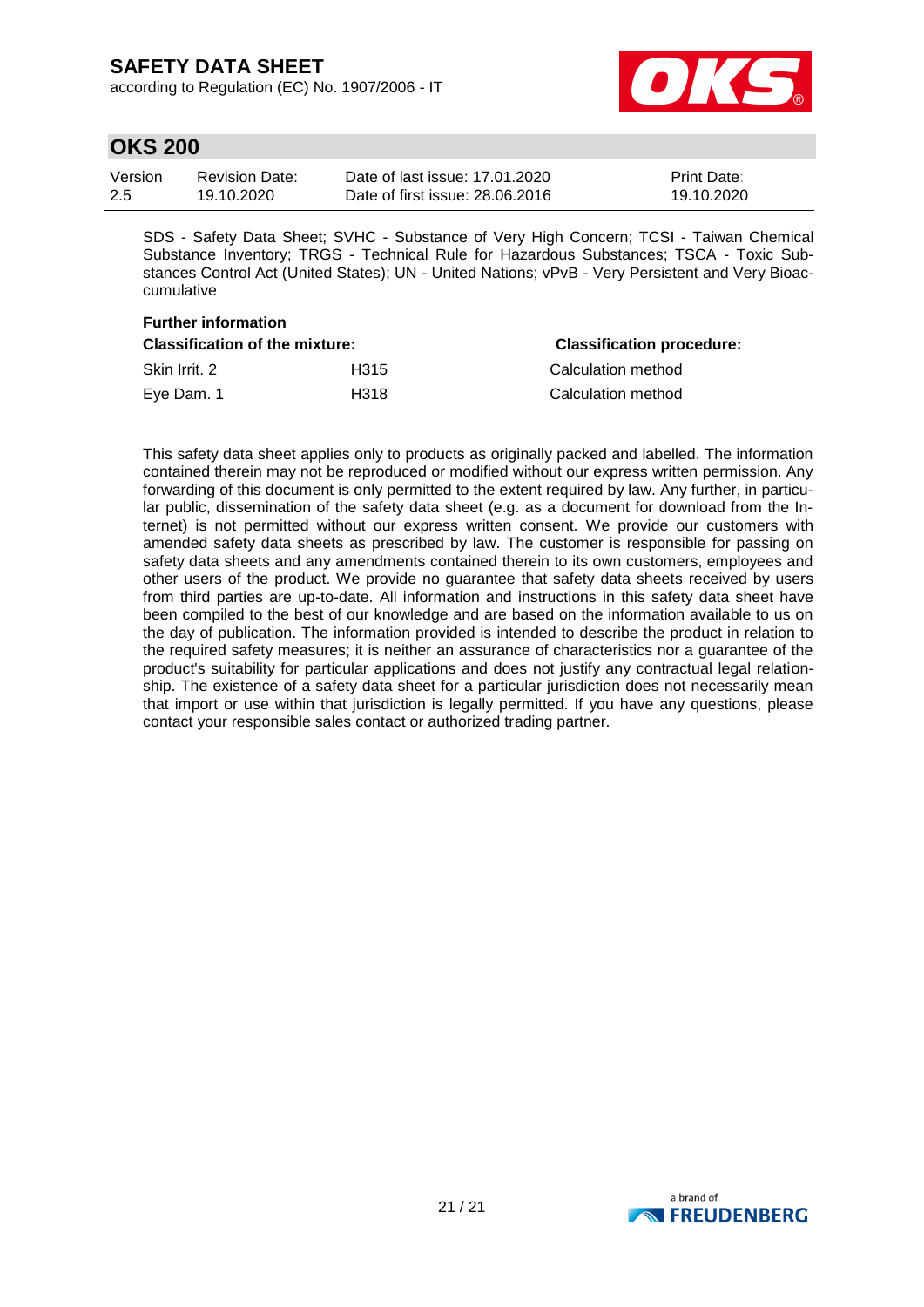SDS - Safety Data Sheet; SVHC - Substance of Very High Concern; TCSI - Taiwan Chemical Substance Inventory; TRGS - Technical Rule for Hazardous Substances; TSCA - Toxic Substances Control Act (United States); UN - United Nations; vPvB - Very Persistent and Very Bioaccumulative

**Further information**

| Classification of the mixture: | | Classification procedure: |
|---|---|---|
| Skin Irrit. 2 | H315 | Calculation method |
| Eye Dam. 1 | H318 | Calculation method |

This safety data sheet applies only to products as originally packed and labelled. The information contained therein may not be reproduced or modified without our express written permission. Any forwarding of this document is only permitted to the extent required by law. Any further, in particular public, dissemination of the safety data sheet (e.g. as a document for download from the Internet) is not permitted without our express written consent. We provide our customers with amended safety data sheets as prescribed by law. The customer is responsible for passing on safety data sheets and any amendments contained therein to its own customers, employees and other users of the product. We provide no guarantee that safety data sheets received by users from third parties are up-to-date. All information and instructions in this safety data sheet have been compiled to the best of our knowledge and are based on the information available to us on the day of publication. The information provided is intended to describe the product in relation to the required safety measures; it is neither an assurance of characteristics nor a guarantee of the product's suitability for particular applications and does not justify any contractual legal relationship. The existence of a safety data sheet for a particular jurisdiction does not necessarily mean that import or use within that jurisdiction is legally permitted. If you have any questions, please contact your responsible sales contact or authorized trading partner.